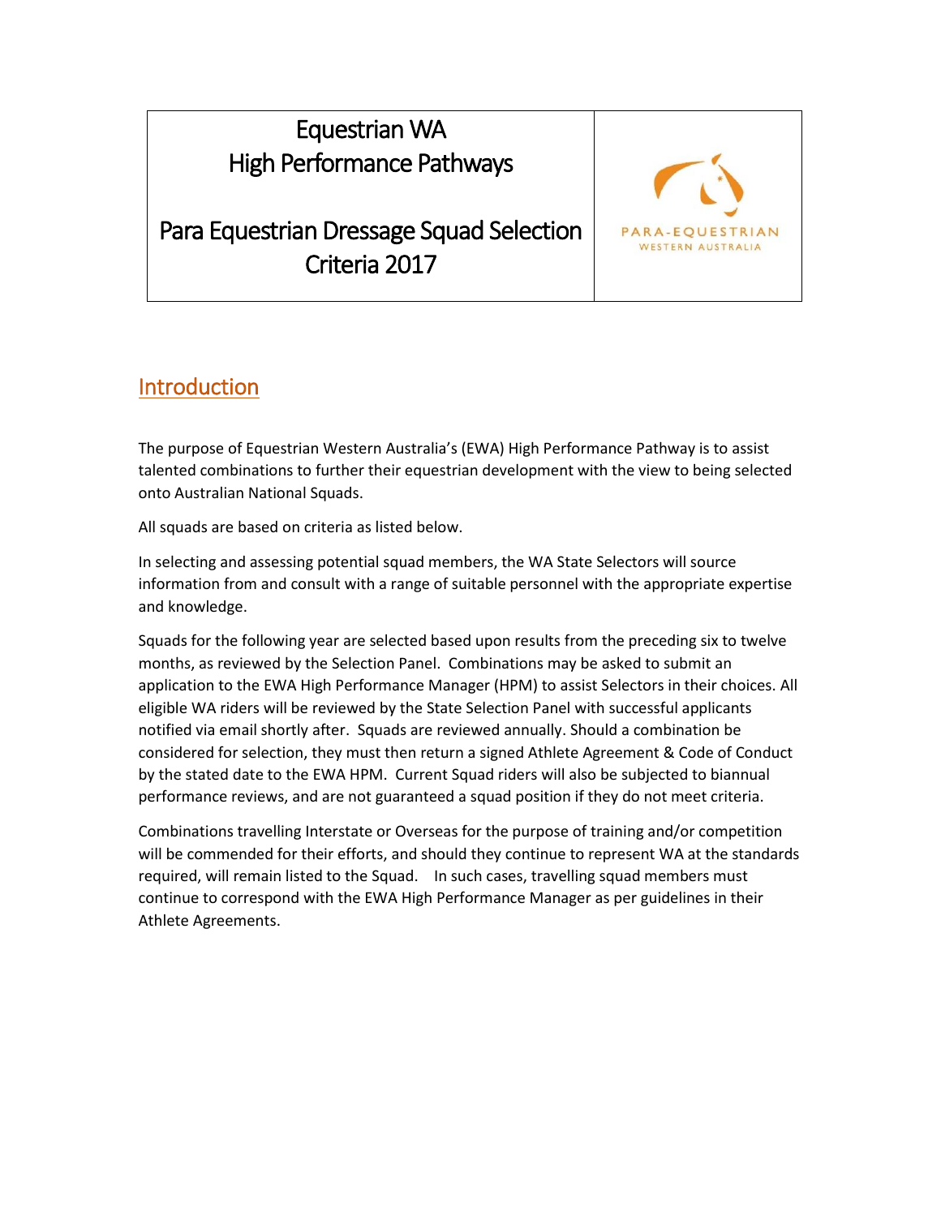# Equestrian WA
# High Performance Pathways

# Para Equestrian Dressage Squad Selection Criteria 2017

PARA-EQUESTRIAN
WESTERN AUSTRALIA

## Introduction

The purpose of Equestrian Western Australia's (EWA) High Performance Pathway is to assist talented combinations to further their equestrian development with the view to being selected onto Australian National Squads.

All squads are based on criteria as listed below.

In selecting and assessing potential squad members, the WA State Selectors will source information from and consult with a range of suitable personnel with the appropriate expertise and knowledge.

Squads for the following year are selected based upon results from the preceding six to twelve months, as reviewed by the Selection Panel. Combinations may be asked to submit an application to the EWA High Performance Manager (HPM) to assist Selectors in their choices. All eligible WA riders will be reviewed by the State Selection Panel with successful applicants notified via email shortly after. Squads are reviewed annually. Should a combination be considered for selection, they must then return a signed Athlete Agreement & Code of Conduct by the stated date to the EWA HPM. Current Squad riders will also be subjected to biannual performance reviews, and are not guaranteed a squad position if they do not meet criteria.

Combinations travelling Interstate or Overseas for the purpose of training and/or competition will be commended for their efforts, and should they continue to represent WA at the standards required, will remain listed to the Squad. In such cases, travelling squad members must continue to correspond with the EWA High Performance Manager as per guidelines in their Athlete Agreements.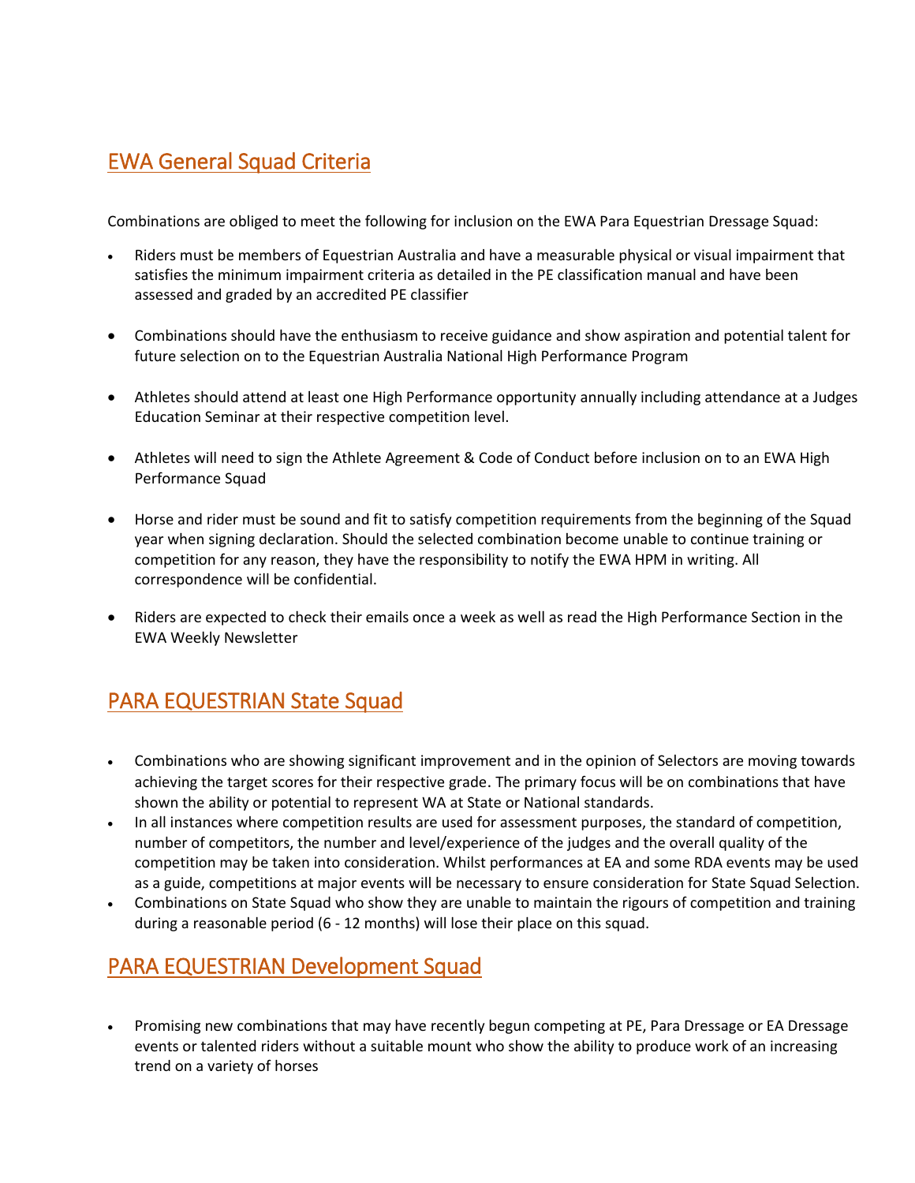## EWA General Squad Criteria

Combinations are obliged to meet the following for inclusion on the EWA Para Equestrian Dressage Squad:

- Riders must be members of Equestrian Australia and have a measurable physical or visual impairment that satisfies the minimum impairment criteria as detailed in the PE classification manual and have been assessed and graded by an accredited PE classifier
- Combinations should have the enthusiasm to receive guidance and show aspiration and potential talent for future selection on to the Equestrian Australia National High Performance Program
- Athletes should attend at least one High Performance opportunity annually including attendance at a Judges Education Seminar at their respective competition level.
- Athletes will need to sign the Athlete Agreement & Code of Conduct before inclusion on to an EWA High Performance Squad
- Horse and rider must be sound and fit to satisfy competition requirements from the beginning of the Squad year when signing declaration. Should the selected combination become unable to continue training or competition for any reason, they have the responsibility to notify the EWA HPM in writing. All correspondence will be confidential.
- Riders are expected to check their emails once a week as well as read the High Performance Section in the EWA Weekly Newsletter

## PARA EQUESTRIAN State Squad

- Combinations who are showing significant improvement and in the opinion of Selectors are moving towards achieving the target scores for their respective grade. The primary focus will be on combinations that have shown the ability or potential to represent WA at State or National standards.
- In all instances where competition results are used for assessment purposes, the standard of competition, number of competitors, the number and level/experience of the judges and the overall quality of the competition may be taken into consideration. Whilst performances at EA and some RDA events may be used as a guide, competitions at major events will be necessary to ensure consideration for State Squad Selection.
- Combinations on State Squad who show they are unable to maintain the rigours of competition and training during a reasonable period (6 - 12 months) will lose their place on this squad.

## PARA EQUESTRIAN Development Squad

- Promising new combinations that may have recently begun competing at PE, Para Dressage or EA Dressage events or talented riders without a suitable mount who show the ability to produce work of an increasing trend on a variety of horses